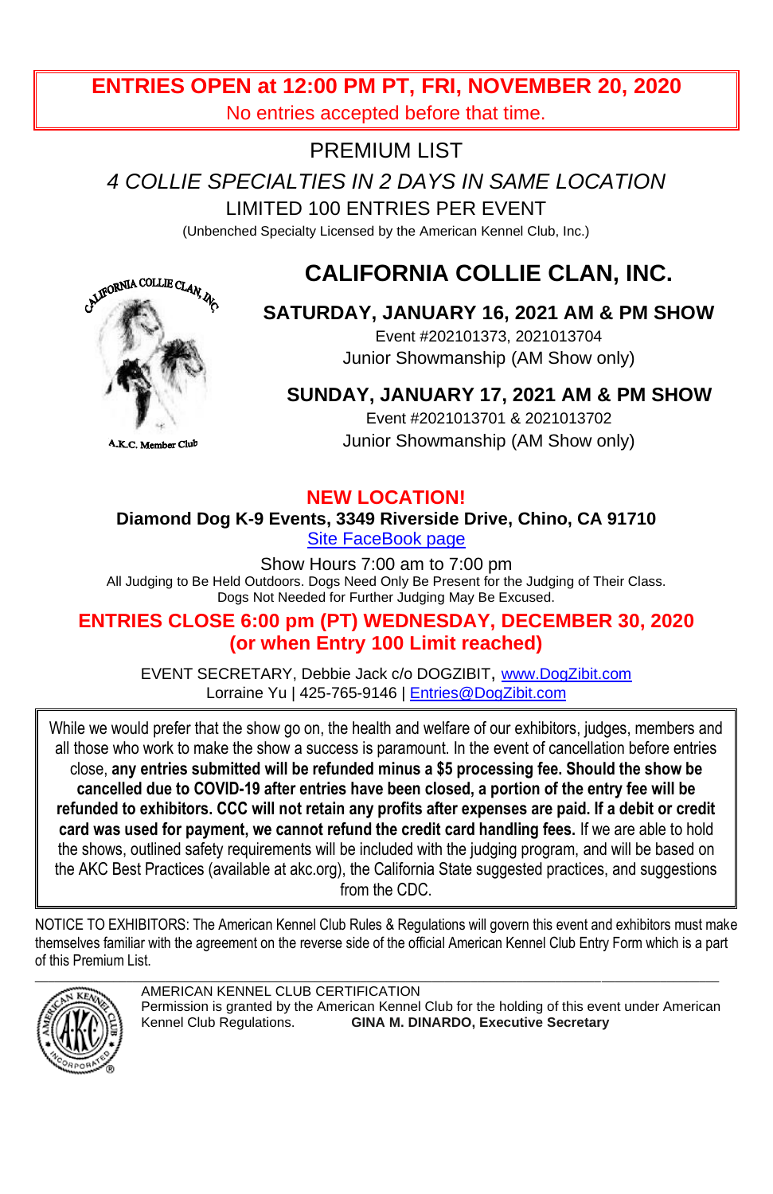**ENTRIES OPEN at 12:00 PM PT, FRI, NOVEMBER 20, 2020**
No entries accepted before that time.

PREMIUM LIST

*4 COLLIE SPECIALTIES IN 2 DAYS IN SAME LOCATION*

LIMITED 100 ENTRIES PER EVENT

(Unbenched Specialty Licensed by the American Kennel Club, Inc.)

CALIFORNIA COLLIE CLAN, INC.

A.K.C. Member Club

# CALIFORNIA COLLIE CLAN, INC.

## SATURDAY, JANUARY 16, 2021 AM & PM SHOW

Event #202101373, 2021013704

Junior Showmanship (AM Show only)

## SUNDAY, JANUARY 17, 2021 AM & PM SHOW

Event #2021013701 & 2021013702

Junior Showmanship (AM Show only)

**NEW LOCATION!**

**Diamond Dog K-9 Events, 3349 Riverside Drive, Chino, CA 91710**

Site FaceBook page

Show Hours 7:00 am to 7:00 pm

All Judging to Be Held Outdoors. Dogs Need Only Be Present for the Judging of Their Class. Dogs Not Needed for Further Judging May Be Excused.

**ENTRIES CLOSE 6:00 pm (PT) WEDNESDAY, DECEMBER 30, 2020**
**(or when Entry 100 Limit reached)**

EVENT SECRETARY, Debbie Jack c/o DOGZIBIT, www.DogZibit.com
Lorraine Yu | 425-765-9146 | Entries@DogZibit.com

While we would prefer that the show go on, the health and welfare of our exhibitors, judges, members and all those who work to make the show a success is paramount. In the event of cancellation before entries close, **any entries submitted will be refunded minus a $5 processing fee. Should the show be cancelled due to COVID-19 after entries have been closed, a portion of the entry fee will be refunded to exhibitors. CCC will not retain any profits after expenses are paid. If a debit or credit card was used for payment, we cannot refund the credit card handling fees.** If we are able to hold the shows, outlined safety requirements will be included with the judging program, and will be based on the AKC Best Practices (available at akc.org), the California State suggested practices, and suggestions from the CDC.

NOTICE TO EXHIBITORS: The American Kennel Club Rules & Regulations will govern this event and exhibitors must make themselves familiar with the agreement on the reverse side of the official American Kennel Club Entry Form which is a part of this Premium List.

AMERICAN KENNEL CLUB CERTIFICATION
Permission is granted by the American Kennel Club for the holding of this event under American Kennel Club Regulations. **GINA M. DINARDO, Executive Secretary**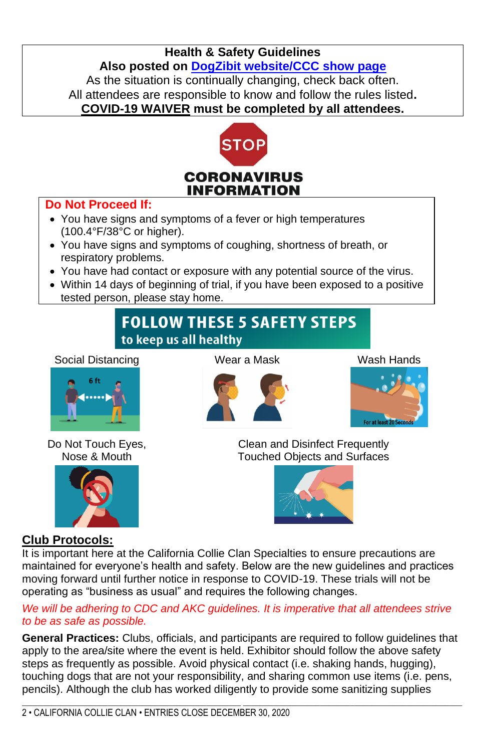**Health & Safety Guidelines**

**Also posted on DogZibit website/CCC show page**

As the situation is continually changing, check back often.

All attendees are responsible to know and follow the rules listed**.**

**COVID-19 WAIVER must be completed by all attendees.**

STOP

**CORONAVIRUS INFORMATION**

**Do Not Proceed If:**

- You have signs and symptoms of a fever or high temperatures (100.4°F/38°C or higher).
- You have signs and symptoms of coughing, shortness of breath, or respiratory problems.
- You have had contact or exposure with any potential source of the virus.
- Within 14 days of beginning of trial, if you have been exposed to a positive tested person, please stay home.

**FOLLOW THESE 5 SAFETY STEPS**
**to keep us all healthy**

Social Distancing

6 ft

Wear a Mask

Wash Hands

For at least 20 Seconds

Do Not Touch Eyes, Nose & Mouth

Clean and Disinfect Frequently Touched Objects and Surfaces

## Club Protocols:

It is important here at the California Collie Clan Specialties to ensure precautions are maintained for everyone's health and safety. Below are the new guidelines and practices moving forward until further notice in response to COVID-19. These trials will not be operating as "business as usual" and requires the following changes.

*We will be adhering to CDC and AKC guidelines. It is imperative that all attendees strive to be as safe as possible.*

**General Practices:** Clubs, officials, and participants are required to follow guidelines that apply to the area/site where the event is held. Exhibitor should follow the above safety steps as frequently as possible. Avoid physical contact (i.e. shaking hands, hugging), touching dogs that are not your responsibility, and sharing common use items (i.e. pens, pencils). Although the club has worked diligently to provide some sanitizing supplies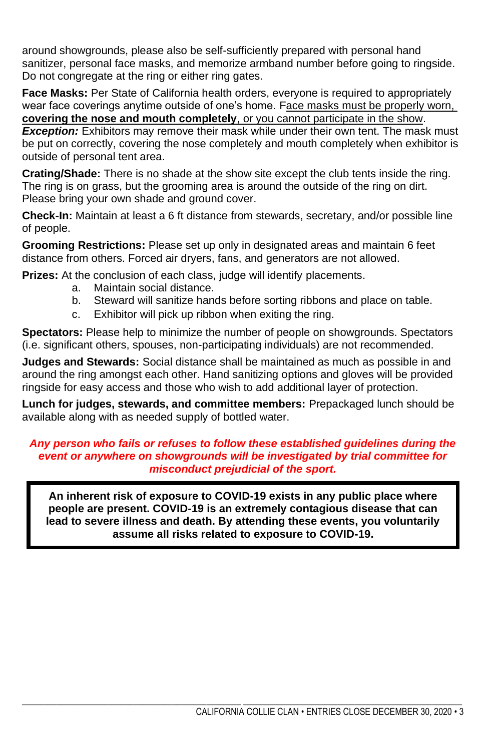around showgrounds, please also be self-sufficiently prepared with personal hand sanitizer, personal face masks, and memorize armband number before going to ringside. Do not congregate at the ring or either ring gates.

**Face Masks:** Per State of California health orders, everyone is required to appropriately wear face coverings anytime outside of one's home. F<u>ace masks must be properly worn, **covering the nose and mouth completely**, or you cannot participate in the show</u>. ***Exception:*** Exhibitors may remove their mask while under their own tent. The mask must be put on correctly, covering the nose completely and mouth completely when exhibitor is outside of personal tent area.

**Crating/Shade:** There is no shade at the show site except the club tents inside the ring. The ring is on grass, but the grooming area is around the outside of the ring on dirt. Please bring your own shade and ground cover.

**Check-In:** Maintain at least a 6 ft distance from stewards, secretary, and/or possible line of people.

**Grooming Restrictions:** Please set up only in designated areas and maintain 6 feet distance from others. Forced air dryers, fans, and generators are not allowed.

**Prizes:** At the conclusion of each class, judge will identify placements.

a. Maintain social distance.
b. Steward will sanitize hands before sorting ribbons and place on table.
c. Exhibitor will pick up ribbon when exiting the ring.

**Spectators:** Please help to minimize the number of people on showgrounds. Spectators (i.e. significant others, spouses, non-participating individuals) are not recommended.

**Judges and Stewards:** Social distance shall be maintained as much as possible in and around the ring amongst each other. Hand sanitizing options and gloves will be provided ringside for easy access and those who wish to add additional layer of protection.

**Lunch for judges, stewards, and committee members:** Prepackaged lunch should be available along with as needed supply of bottled water.

***Any person who fails or refuses to follow these established guidelines during the event or anywhere on showgrounds will be investigated by trial committee for misconduct prejudicial of the sport.***

**An inherent risk of exposure to COVID-19 exists in any public place where people are present. COVID-19 is an extremely contagious disease that can lead to severe illness and death. By attending these events, you voluntarily assume all risks related to exposure to COVID-19.**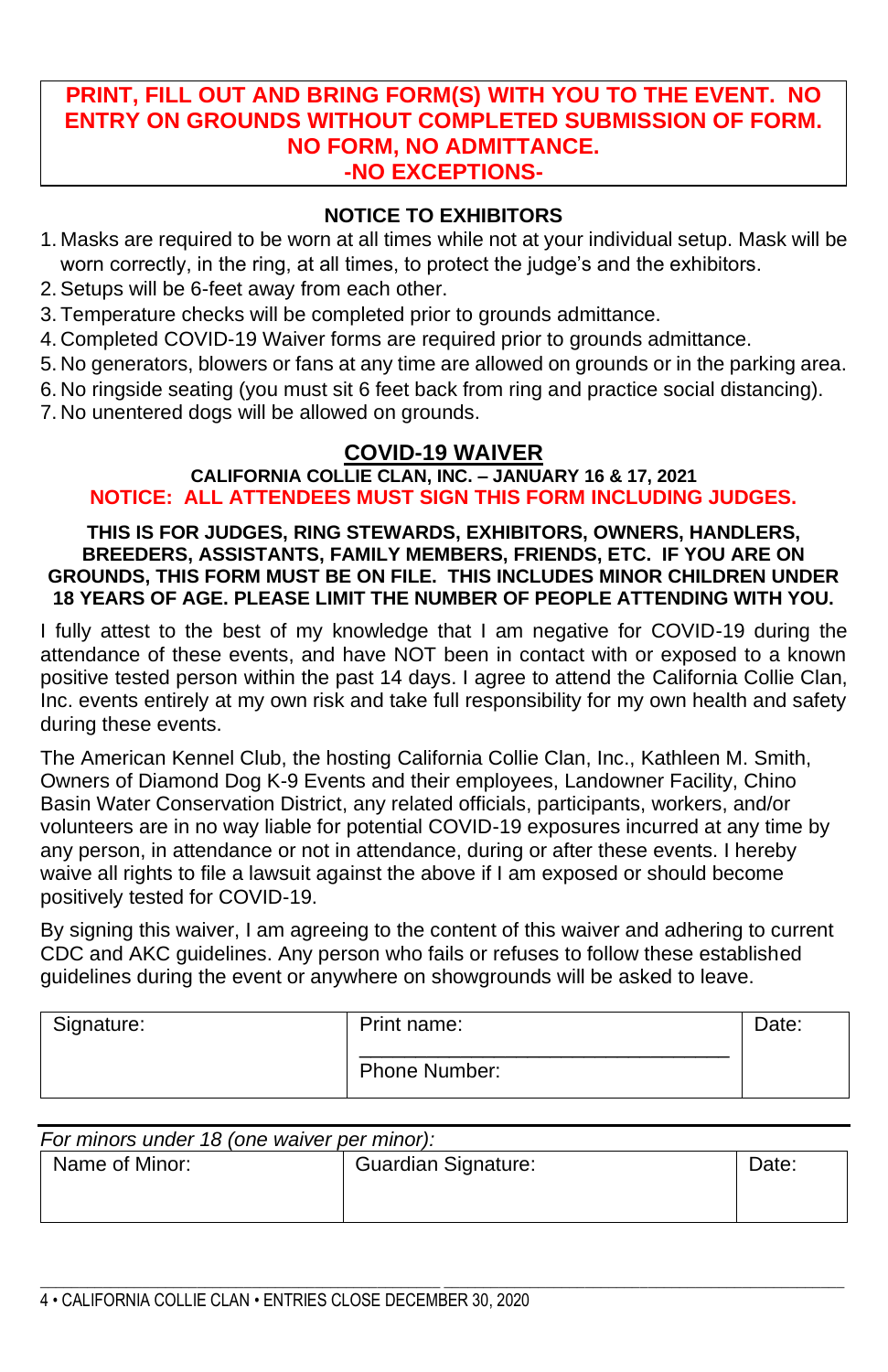**PRINT, FILL OUT AND BRING FORM(S) WITH YOU TO THE EVENT. NO ENTRY ON GROUNDS WITHOUT COMPLETED SUBMISSION OF FORM. NO FORM, NO ADMITTANCE.**
**-NO EXCEPTIONS-**

### NOTICE TO EXHIBITORS

1. Masks are required to be worn at all times while not at your individual setup. Mask will be worn correctly, in the ring, at all times, to protect the judge's and the exhibitors.
2. Setups will be 6-feet away from each other.
3. Temperature checks will be completed prior to grounds admittance.
4. Completed COVID-19 Waiver forms are required prior to grounds admittance.
5. No generators, blowers or fans at any time are allowed on grounds or in the parking area.
6. No ringside seating (you must sit 6 feet back from ring and practice social distancing).
7. No unentered dogs will be allowed on grounds.

## COVID-19 WAIVER

**CALIFORNIA COLLIE CLAN, INC. – JANUARY 16 & 17, 2021**

**NOTICE: ALL ATTENDEES MUST SIGN THIS FORM INCLUDING JUDGES.**

**THIS IS FOR JUDGES, RING STEWARDS, EXHIBITORS, OWNERS, HANDLERS, BREEDERS, ASSISTANTS, FAMILY MEMBERS, FRIENDS, ETC. IF YOU ARE ON GROUNDS, THIS FORM MUST BE ON FILE. THIS INCLUDES MINOR CHILDREN UNDER 18 YEARS OF AGE. PLEASE LIMIT THE NUMBER OF PEOPLE ATTENDING WITH YOU.**

I fully attest to the best of my knowledge that I am negative for COVID-19 during the attendance of these events, and have NOT been in contact with or exposed to a known positive tested person within the past 14 days. I agree to attend the California Collie Clan, Inc. events entirely at my own risk and take full responsibility for my own health and safety during these events.

The American Kennel Club, the hosting California Collie Clan, Inc., Kathleen M. Smith, Owners of Diamond Dog K-9 Events and their employees, Landowner Facility, Chino Basin Water Conservation District, any related officials, participants, workers, and/or volunteers are in no way liable for potential COVID-19 exposures incurred at any time by any person, in attendance or not in attendance, during or after these events. I hereby waive all rights to file a lawsuit against the above if I am exposed or should become positively tested for COVID-19.

By signing this waiver, I am agreeing to the content of this waiver and adhering to current CDC and AKC guidelines. Any person who fails or refuses to follow these established guidelines during the event or anywhere on showgrounds will be asked to leave.

| Signature: | Print name: <br> Phone Number: | Date: |
|---|---|---|

*For minors under 18 (one waiver per minor):*

| Name of Minor: | Guardian Signature: | Date: |
|---|---|---|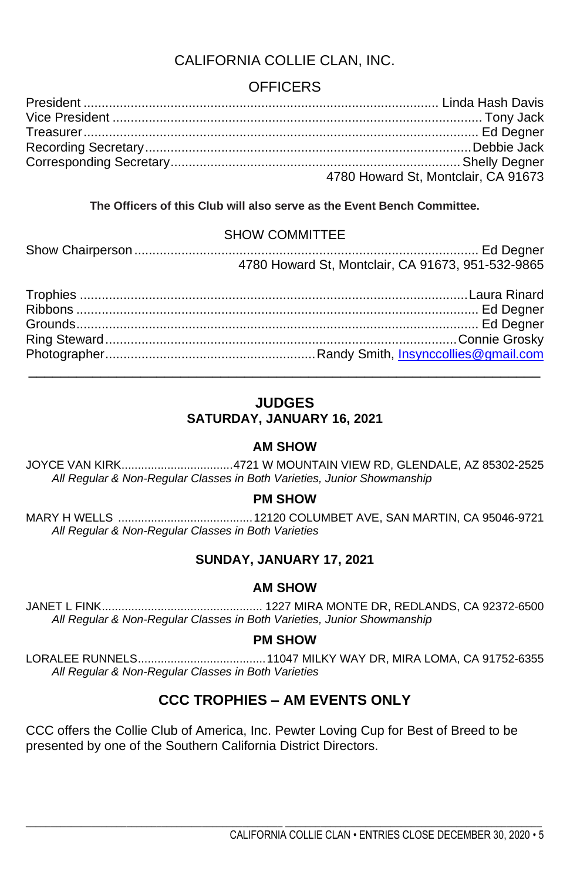# CALIFORNIA COLLIE CLAN, INC.

## OFFICERS

President ................................................................................................ Linda Hash Davis
Vice President ..................................................................................................... Tony Jack
Treasurer.......................................................................................................... Ed Degner
Recording Secretary........................................................................................Debbie Jack
Corresponding Secretary................................................................................Shelly Degner
4780 Howard St, Montclair, CA 91673

**The Officers of this Club will also serve as the Event Bench Committee.**

## SHOW COMMITTEE

Show Chairperson ............................................................................................. Ed Degner
4780 Howard St, Montclair, CA 91673, 951-532-9865

Trophies ..........................................................................................................Laura Rinard
Ribbons ............................................................................................................. Ed Degner
Grounds............................................................................................................. Ed Degner
Ring Steward.................................................................................................Connie Grosky
Photographer.........................................................Randy Smith, Insynccollies@gmail.com

---

## JUDGES

### SATURDAY, JANUARY 16, 2021

### AM SHOW

JOYCE VAN KIRK..................................4721 W MOUNTAIN VIEW RD, GLENDALE, AZ 85302-2525
*All Regular & Non-Regular Classes in Both Varieties, Junior Showmanship*

### PM SHOW

MARY H WELLS .........................................12120 COLUMBET AVE, SAN MARTIN, CA 95046-9721
*All Regular & Non-Regular Classes in Both Varieties*

### SUNDAY, JANUARY 17, 2021

### AM SHOW

JANET L FINK................................................ 1227 MIRA MONTE DR, REDLANDS, CA 92372-6500
*All Regular & Non-Regular Classes in Both Varieties, Junior Showmanship*

### PM SHOW

LORALEE RUNNELS.......................................11047 MILKY WAY DR, MIRA LOMA, CA 91752-6355
*All Regular & Non-Regular Classes in Both Varieties*

## CCC TROPHIES – AM EVENTS ONLY

CCC offers the Collie Club of America, Inc. Pewter Loving Cup for Best of Breed to be presented by one of the Southern California District Directors.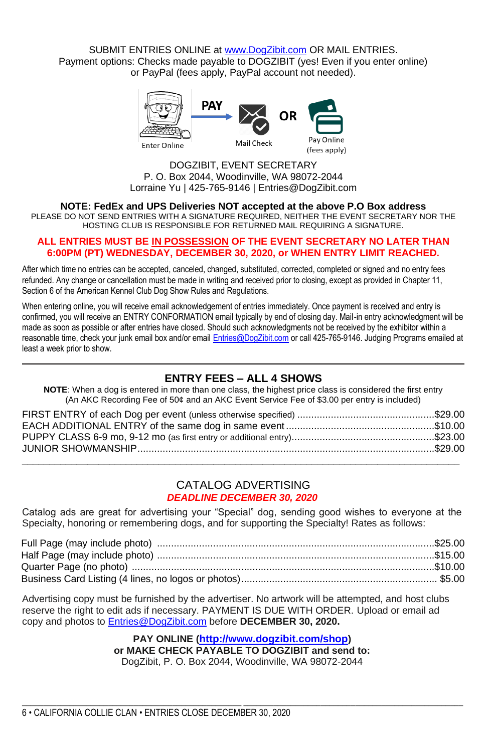SUBMIT ENTRIES ONLINE at www.DogZibit.com OR MAIL ENTRIES.
Payment options: Checks made payable to DOGZIBIT (yes! Even if you enter online) or PayPal (fees apply, PayPal account not needed).

Enter Online → PAY → Mail Check OR Pay Online (fees apply)

DOGZIBIT, EVENT SECRETARY
P. O. Box 2044, Woodinville, WA 98072-2044
Lorraine Yu | 425-765-9146 | Entries@DogZibit.com

**NOTE: FedEx and UPS Deliveries NOT accepted at the above P.O Box address**

PLEASE DO NOT SEND ENTRIES WITH A SIGNATURE REQUIRED, NEITHER THE EVENT SECRETARY NOR THE HOSTING CLUB IS RESPONSIBLE FOR RETURNED MAIL REQUIRING A SIGNATURE.

**ALL ENTRIES MUST BE IN POSSESSION OF THE EVENT SECRETARY NO LATER THAN 6:00PM (PT) WEDNESDAY, DECEMBER 30, 2020, or WHEN ENTRY LIMIT REACHED.**

After which time no entries can be accepted, canceled, changed, substituted, corrected, completed or signed and no entry fees refunded. Any change or cancellation must be made in writing and received prior to closing, except as provided in Chapter 11, Section 6 of the American Kennel Club Dog Show Rules and Regulations.

When entering online, you will receive email acknowledgement of entries immediately. Once payment is received and entry is confirmed, you will receive an ENTRY CONFORMATION email typically by end of closing day. Mail-in entry acknowledgment will be made as soon as possible or after entries have closed. Should such acknowledgments not be received by the exhibitor within a reasonable time, check your junk email box and/or email Entries@DogZibit.com or call 425-765-9146. Judging Programs emailed at least a week prior to show.

---

## ENTRY FEES – ALL 4 SHOWS

**NOTE**: When a dog is entered in more than one class, the highest price class is considered the first entry
(An AKC Recording Fee of 50¢ and an AKC Event Service Fee of $3.00 per entry is included)

| | |
|---|---|
| FIRST ENTRY of each Dog per event (unless otherwise specified) | $29.00 |
| EACH ADDITIONAL ENTRY of the same dog in same event | $10.00 |
| PUPPY CLASS 6-9 mo, 9-12 mo (as first entry or additional entry) | $23.00 |
| JUNIOR SHOWMANSHIP | $29.00 |

---

## CATALOG ADVERTISING

***DEADLINE DECEMBER 30, 2020***

Catalog ads are great for advertising your “Special” dog, sending good wishes to everyone at the Specialty, honoring or remembering dogs, and for supporting the Specialty! Rates as follows:

| | |
|---|---|
| Full Page (may include photo) | $25.00 |
| Half Page (may include photo) | $15.00 |
| Quarter Page (no photo) | $10.00 |
| Business Card Listing (4 lines, no logos or photos) | $5.00 |

Advertising copy must be furnished by the advertiser. No artwork will be attempted, and host clubs reserve the right to edit ads if necessary. PAYMENT IS DUE WITH ORDER. Upload or email ad copy and photos to Entries@DogZibit.com before **DECEMBER 30, 2020.**

**PAY ONLINE (http://www.dogzibit.com/shop)**
**or MAKE CHECK PAYABLE TO DOGZIBIT and send to:**
DogZibit, P. O. Box 2044, Woodinville, WA 98072-2044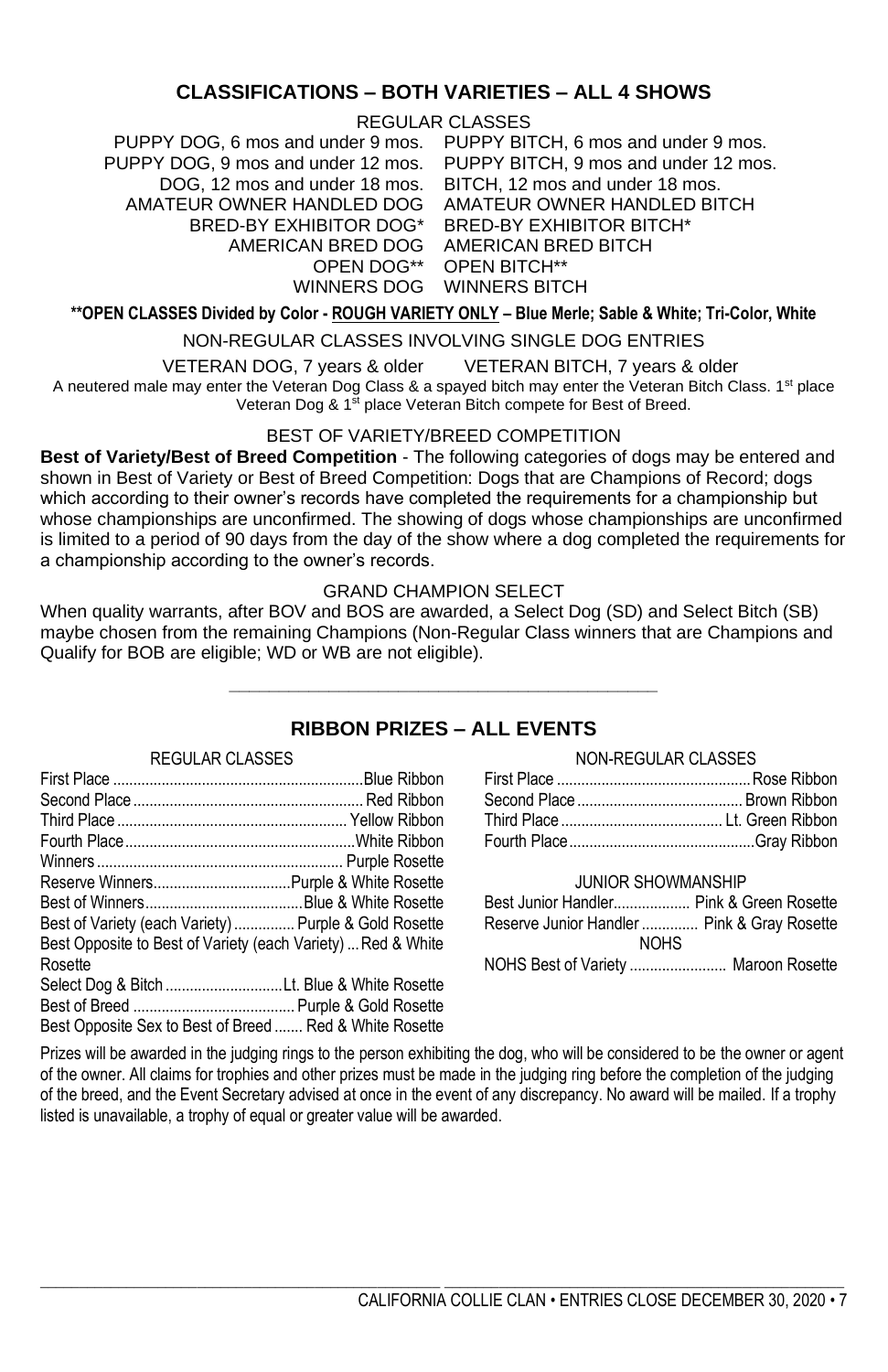## CLASSIFICATIONS – BOTH VARIETIES – ALL 4 SHOWS

REGULAR CLASSES

| | |
|---|---|
| PUPPY DOG, 6 mos and under 9 mos. | PUPPY BITCH, 6 mos and under 9 mos. |
| PUPPY DOG, 9 mos and under 12 mos. | PUPPY BITCH, 9 mos and under 12 mos. |
| DOG, 12 mos and under 18 mos. | BITCH, 12 mos and under 18 mos. |
| AMATEUR OWNER HANDLED DOG | AMATEUR OWNER HANDLED BITCH |
| BRED-BY EXHIBITOR DOG* | BRED-BY EXHIBITOR BITCH* |
| AMERICAN BRED DOG | AMERICAN BRED BITCH |
| OPEN DOG** | OPEN BITCH** |
| WINNERS DOG | WINNERS BITCH |

****OPEN CLASSES Divided by Color - ROUGH VARIETY ONLY – Blue Merle; Sable & White; Tri-Color, White**

NON-REGULAR CLASSES INVOLVING SINGLE DOG ENTRIES

VETERAN DOG, 7 years & older VETERAN BITCH, 7 years & older

A neutered male may enter the Veteran Dog Class & a spayed bitch may enter the Veteran Bitch Class. 1st place Veteran Dog & 1st place Veteran Bitch compete for Best of Breed.

BEST OF VARIETY/BREED COMPETITION

**Best of Variety/Best of Breed Competition** - The following categories of dogs may be entered and shown in Best of Variety or Best of Breed Competition: Dogs that are Champions of Record; dogs which according to their owner's records have completed the requirements for a championship but whose championships are unconfirmed. The showing of dogs whose championships are unconfirmed is limited to a period of 90 days from the day of the show where a dog completed the requirements for a championship according to the owner's records.

GRAND CHAMPION SELECT

When quality warrants, after BOV and BOS are awarded, a Select Dog (SD) and Select Bitch (SB) maybe chosen from the remaining Champions (Non-Regular Class winners that are Champions and Qualify for BOB are eligible; WD or WB are not eligible).

## RIBBON PRIZES – ALL EVENTS

REGULAR CLASSES

| | |
|---|---|
| First Place | Blue Ribbon |
| Second Place | Red Ribbon |
| Third Place | Yellow Ribbon |
| Fourth Place | White Ribbon |
| Winners | Purple Rosette |
| Reserve Winners | Purple & White Rosette |
| Best of Winners | Blue & White Rosette |
| Best of Variety (each Variety) | Purple & Gold Rosette |
| Best Opposite to Best of Variety (each Variety) | Red & White Rosette |
| Select Dog & Bitch | Lt. Blue & White Rosette |
| Best of Breed | Purple & Gold Rosette |
| Best Opposite Sex to Best of Breed | Red & White Rosette |

NON-REGULAR CLASSES

| | |
|---|---|
| First Place | Rose Ribbon |
| Second Place | Brown Ribbon |
| Third Place | Lt. Green Ribbon |
| Fourth Place | Gray Ribbon |

JUNIOR SHOWMANSHIP

| | |
|---|---|
| Best Junior Handler | Pink & Green Rosette |
| Reserve Junior Handler | Pink & Gray Rosette |

NOHS

| | |
|---|---|
| NOHS Best of Variety | Maroon Rosette |

Prizes will be awarded in the judging rings to the person exhibiting the dog, who will be considered to be the owner or agent of the owner. All claims for trophies and other prizes must be made in the judging ring before the completion of the judging of the breed, and the Event Secretary advised at once in the event of any discrepancy. No award will be mailed. If a trophy listed is unavailable, a trophy of equal or greater value will be awarded.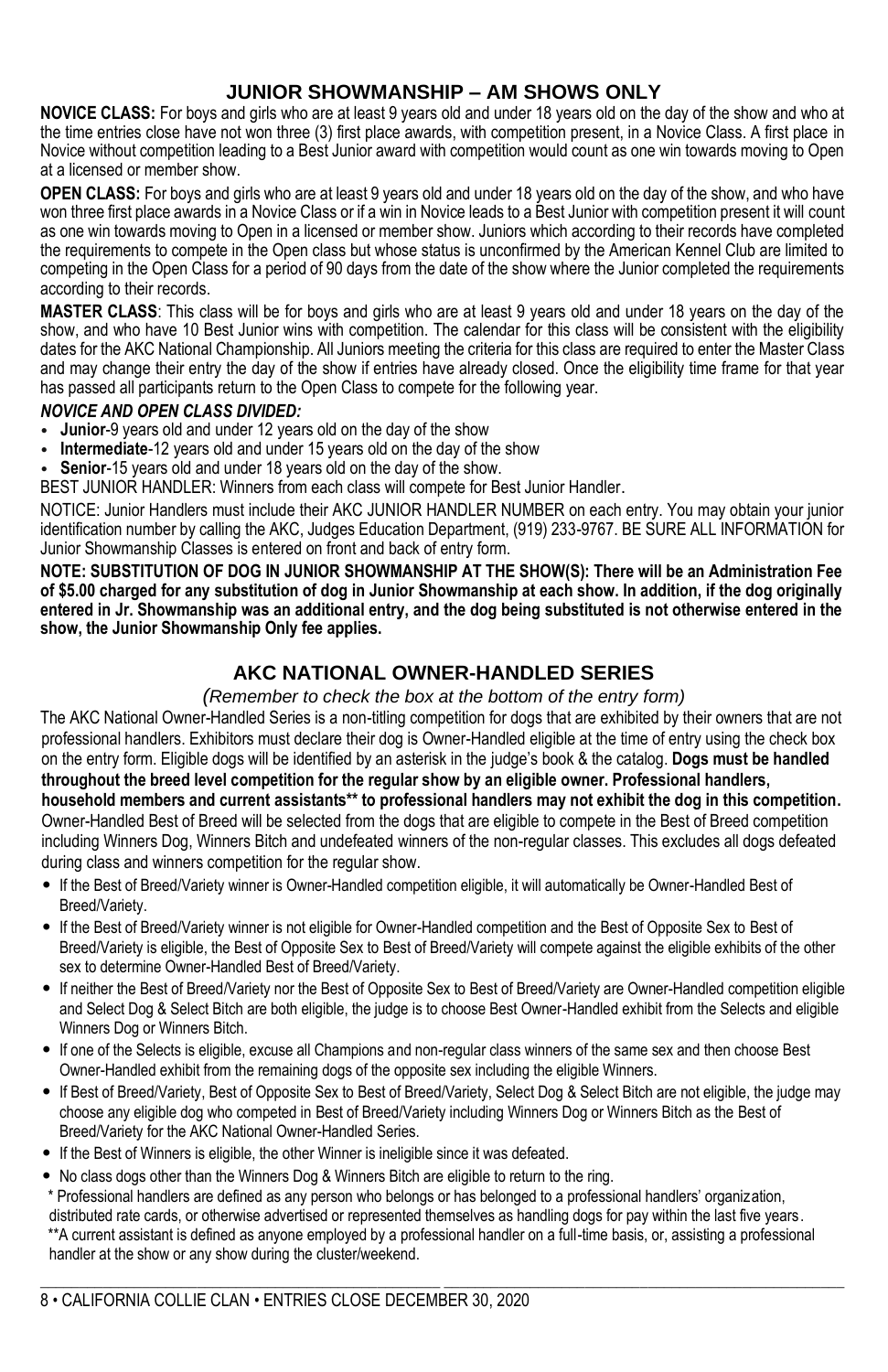## JUNIOR SHOWMANSHIP – AM SHOWS ONLY

**NOVICE CLASS:** For boys and girls who are at least 9 years old and under 18 years old on the day of the show and who at the time entries close have not won three (3) first place awards, with competition present, in a Novice Class. A first place in Novice without competition leading to a Best Junior award with competition would count as one win towards moving to Open at a licensed or member show.

**OPEN CLASS:** For boys and girls who are at least 9 years old and under 18 years old on the day of the show, and who have won three first place awards in a Novice Class or if a win in Novice leads to a Best Junior with competition present it will count as one win towards moving to Open in a licensed or member show. Juniors which according to their records have completed the requirements to compete in the Open class but whose status is unconfirmed by the American Kennel Club are limited to competing in the Open Class for a period of 90 days from the date of the show where the Junior completed the requirements according to their records.

**MASTER CLASS**: This class will be for boys and girls who are at least 9 years old and under 18 years on the day of the show, and who have 10 Best Junior wins with competition. The calendar for this class will be consistent with the eligibility dates for the AKC National Championship. All Juniors meeting the criteria for this class are required to enter the Master Class and may change their entry the day of the show if entries have already closed. Once the eligibility time frame for that year has passed all participants return to the Open Class to compete for the following year.

***NOVICE AND OPEN CLASS DIVIDED:***

- **Junior**-9 years old and under 12 years old on the day of the show
- **Intermediate**-12 years old and under 15 years old on the day of the show
- **Senior**-15 years old and under 18 years old on the day of the show.

BEST JUNIOR HANDLER: Winners from each class will compete for Best Junior Handler.

NOTICE: Junior Handlers must include their AKC JUNIOR HANDLER NUMBER on each entry. You may obtain your junior identification number by calling the AKC, Judges Education Department, (919) 233-9767. BE SURE ALL INFORMATION for Junior Showmanship Classes is entered on front and back of entry form.

**NOTE: SUBSTITUTION OF DOG IN JUNIOR SHOWMANSHIP AT THE SHOW(S): There will be an Administration Fee of $5.00 charged for any substitution of dog in Junior Showmanship at each show. In addition, if the dog originally entered in Jr. Showmanship was an additional entry, and the dog being substituted is not otherwise entered in the show, the Junior Showmanship Only fee applies.**

## AKC NATIONAL OWNER-HANDLED SERIES

*(Remember to check the box at the bottom of the entry form)*

The AKC National Owner-Handled Series is a non-titling competition for dogs that are exhibited by their owners that are not professional handlers. Exhibitors must declare their dog is Owner-Handled eligible at the time of entry using the check box on the entry form. Eligible dogs will be identified by an asterisk in the judge's book & the catalog. **Dogs must be handled throughout the breed level competition for the regular show by an eligible owner. Professional handlers, household members and current assistants\*\* to professional handlers may not exhibit the dog in this competition.** Owner-Handled Best of Breed will be selected from the dogs that are eligible to compete in the Best of Breed competition including Winners Dog, Winners Bitch and undefeated winners of the non-regular classes. This excludes all dogs defeated during class and winners competition for the regular show.

- If the Best of Breed/Variety winner is Owner-Handled competition eligible, it will automatically be Owner-Handled Best of Breed/Variety.
- If the Best of Breed/Variety winner is not eligible for Owner-Handled competition and the Best of Opposite Sex to Best of Breed/Variety is eligible, the Best of Opposite Sex to Best of Breed/Variety will compete against the eligible exhibits of the other sex to determine Owner-Handled Best of Breed/Variety.
- If neither the Best of Breed/Variety nor the Best of Opposite Sex to Best of Breed/Variety are Owner-Handled competition eligible and Select Dog & Select Bitch are both eligible, the judge is to choose Best Owner-Handled exhibit from the Selects and eligible Winners Dog or Winners Bitch.
- If one of the Selects is eligible, excuse all Champions and non-regular class winners of the same sex and then choose Best Owner-Handled exhibit from the remaining dogs of the opposite sex including the eligible Winners.
- If Best of Breed/Variety, Best of Opposite Sex to Best of Breed/Variety, Select Dog & Select Bitch are not eligible, the judge may choose any eligible dog who competed in Best of Breed/Variety including Winners Dog or Winners Bitch as the Best of Breed/Variety for the AKC National Owner-Handled Series.
- If the Best of Winners is eligible, the other Winner is ineligible since it was defeated.
- No class dogs other than the Winners Dog & Winners Bitch are eligible to return to the ring.

\* Professional handlers are defined as any person who belongs or has belonged to a professional handlers' organization, distributed rate cards, or otherwise advertised or represented themselves as handling dogs for pay within the last five years.

\*\*A current assistant is defined as anyone employed by a professional handler on a full-time basis, or, assisting a professional handler at the show or any show during the cluster/weekend.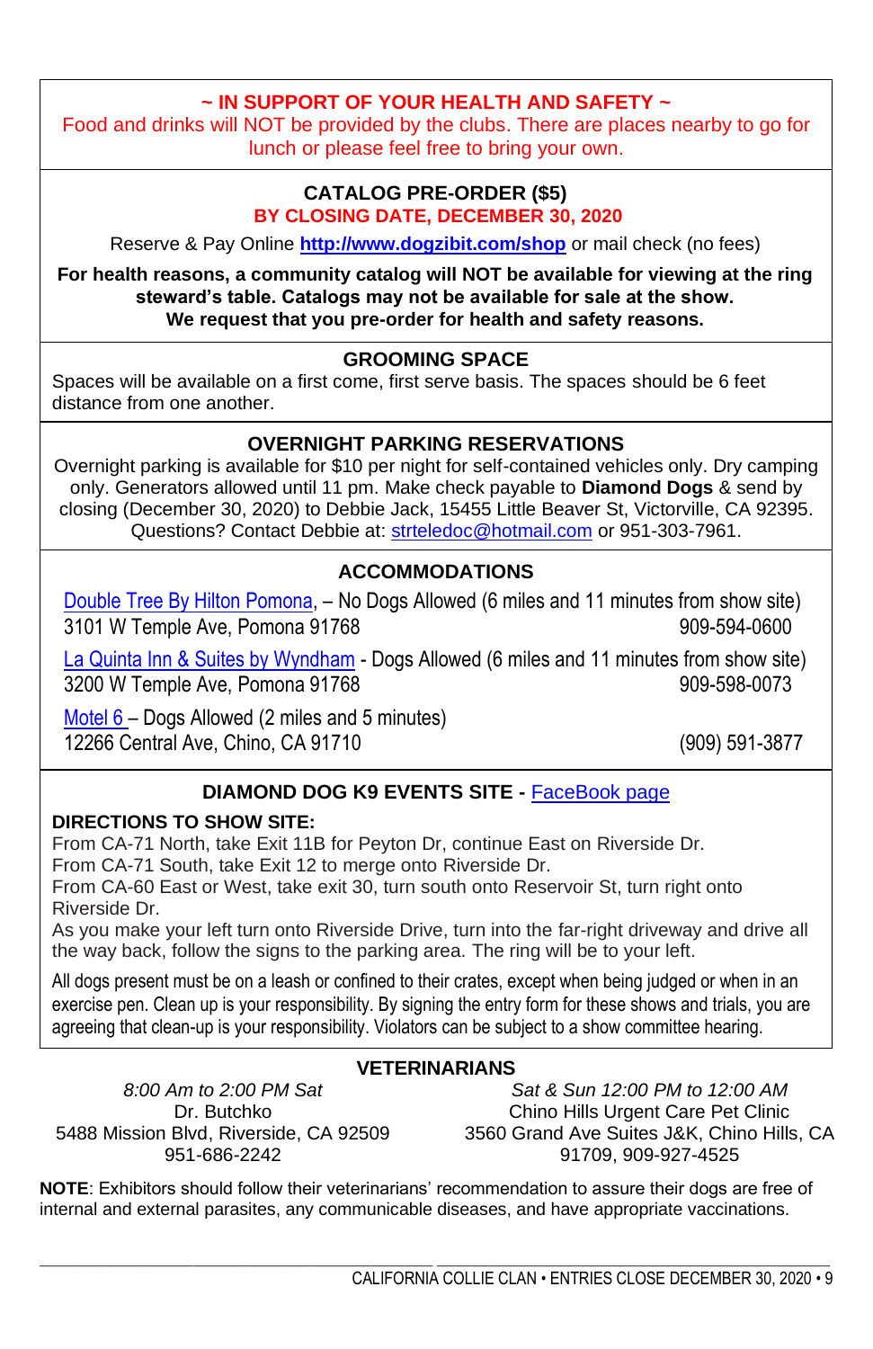**~ IN SUPPORT OF YOUR HEALTH AND SAFETY ~**

Food and drinks will NOT be provided by the clubs. There are places nearby to go for lunch or please feel free to bring your own.

**CATALOG PRE-ORDER ($5)**

**BY CLOSING DATE, DECEMBER 30, 2020**

Reserve & Pay Online **http://www.dogzibit.com/shop** or mail check (no fees)

**For health reasons, a community catalog will NOT be available for viewing at the ring steward's table. Catalogs may not be available for sale at the show. We request that you pre-order for health and safety reasons.**

**GROOMING SPACE**

Spaces will be available on a first come, first serve basis. The spaces should be 6 feet distance from one another.

**OVERNIGHT PARKING RESERVATIONS**

Overnight parking is available for $10 per night for self-contained vehicles only. Dry camping only. Generators allowed until 11 pm. Make check payable to **Diamond Dogs** & send by closing (December 30, 2020) to Debbie Jack, 15455 Little Beaver St, Victorville, CA 92395. Questions? Contact Debbie at: strteledoc@hotmail.com or 951-303-7961.

**ACCOMMODATIONS**

Double Tree By Hilton Pomona, – No Dogs Allowed (6 miles and 11 minutes from show site)
3101 W Temple Ave, Pomona 91768 — 909-594-0600

La Quinta Inn & Suites by Wyndham - Dogs Allowed (6 miles and 11 minutes from show site)
3200 W Temple Ave, Pomona 91768 — 909-598-0073

Motel 6 – Dogs Allowed (2 miles and 5 minutes)
12266 Central Ave, Chino, CA 91710 — (909) 591-3877

**DIAMOND DOG K9 EVENTS SITE -** FaceBook page

**DIRECTIONS TO SHOW SITE:**

From CA-71 North, take Exit 11B for Peyton Dr, continue East on Riverside Dr.
From CA-71 South, take Exit 12 to merge onto Riverside Dr.
From CA-60 East or West, take exit 30, turn south onto Reservoir St, turn right onto Riverside Dr.
As you make your left turn onto Riverside Drive, turn into the far-right driveway and drive all the way back, follow the signs to the parking area. The ring will be to your left.

All dogs present must be on a leash or confined to their crates, except when being judged or when in an exercise pen. Clean up is your responsibility. By signing the entry form for these shows and trials, you are agreeing that clean-up is your responsibility. Violators can be subject to a show committee hearing.

**VETERINARIANS**

*8:00 Am to 2:00 PM Sat*
Dr. Butchko
5488 Mission Blvd, Riverside, CA 92509
951-686-2242

*Sat & Sun 12:00 PM to 12:00 AM*
Chino Hills Urgent Care Pet Clinic
3560 Grand Ave Suites J&K, Chino Hills, CA 91709, 909-927-4525

**NOTE**: Exhibitors should follow their veterinarians' recommendation to assure their dogs are free of internal and external parasites, any communicable diseases, and have appropriate vaccinations.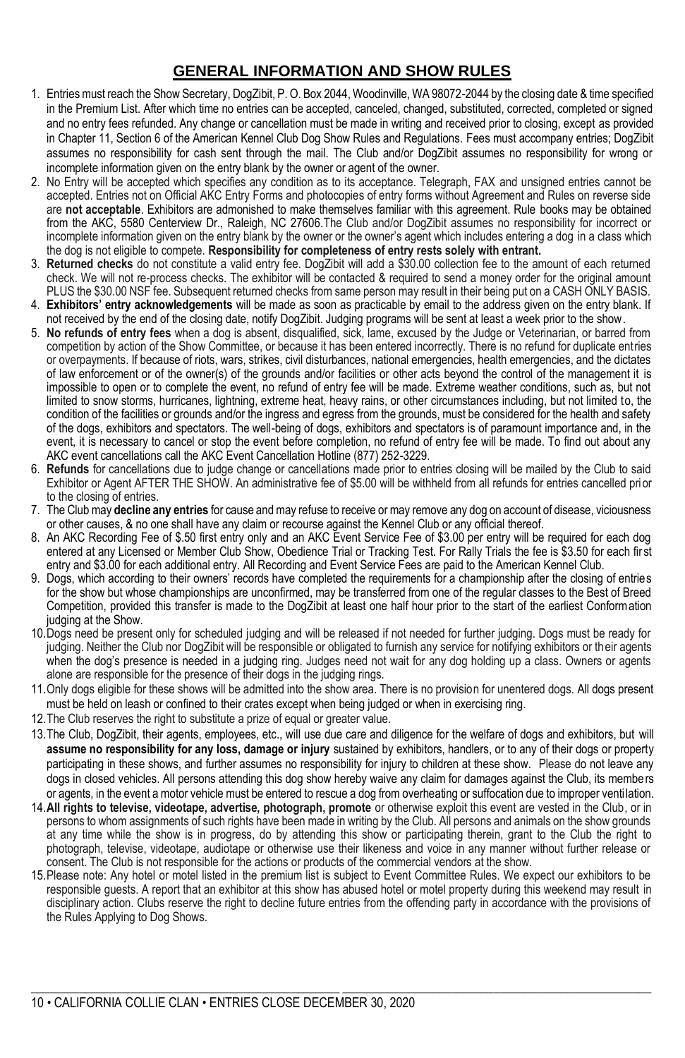## GENERAL INFORMATION AND SHOW RULES

1. Entries must reach the Show Secretary, DogZibit, P. O. Box 2044, Woodinville, WA 98072-2044 by the closing date & time specified in the Premium List. After which time no entries can be accepted, canceled, changed, substituted, corrected, completed or signed and no entry fees refunded. Any change or cancellation must be made in writing and received prior to closing, except as provided in Chapter 11, Section 6 of the American Kennel Club Dog Show Rules and Regulations. Fees must accompany entries; DogZibit assumes no responsibility for cash sent through the mail. The Club and/or DogZibit assumes no responsibility for wrong or incomplete information given on the entry blank by the owner or agent of the owner.
2. No Entry will be accepted which specifies any condition as to its acceptance. Telegraph, FAX and unsigned entries cannot be accepted. Entries not on Official AKC Entry Forms and photocopies of entry forms without Agreement and Rules on reverse side are **not acceptable**. Exhibitors are admonished to make themselves familiar with this agreement. Rule books may be obtained from the AKC, 5580 Centerview Dr., Raleigh, NC 27606.The Club and/or DogZibit assumes no responsibility for incorrect or incomplete information given on the entry blank by the owner or the owner's agent which includes entering a dog in a class which the dog is not eligible to compete. **Responsibility for completeness of entry rests solely with entrant.**
3. **Returned checks** do not constitute a valid entry fee. DogZibit will add a $30.00 collection fee to the amount of each returned check. We will not re-process checks. The exhibitor will be contacted & required to send a money order for the original amount PLUS the $30.00 NSF fee. Subsequent returned checks from same person may result in their being put on a CASH ONLY BASIS.
4. **Exhibitors' entry acknowledgements** will be made as soon as practicable by email to the address given on the entry blank. If not received by the end of the closing date, notify DogZibit. Judging programs will be sent at least a week prior to the show.
5. **No refunds of entry fees** when a dog is absent, disqualified, sick, lame, excused by the Judge or Veterinarian, or barred from competition by action of the Show Committee, or because it has been entered incorrectly. There is no refund for duplicate entries or overpayments. If because of riots, wars, strikes, civil disturbances, national emergencies, health emergencies, and the dictates of law enforcement or of the owner(s) of the grounds and/or facilities or other acts beyond the control of the management it is impossible to open or to complete the event, no refund of entry fee will be made. Extreme weather conditions, such as, but not limited to snow storms, hurricanes, lightning, extreme heat, heavy rains, or other circumstances including, but not limited to, the condition of the facilities or grounds and/or the ingress and egress from the grounds, must be considered for the health and safety of the dogs, exhibitors and spectators. The well-being of dogs, exhibitors and spectators is of paramount importance and, in the event, it is necessary to cancel or stop the event before completion, no refund of entry fee will be made. To find out about any AKC event cancellations call the AKC Event Cancellation Hotline (877) 252-3229.
6. **Refunds** for cancellations due to judge change or cancellations made prior to entries closing will be mailed by the Club to said Exhibitor or Agent AFTER THE SHOW. An administrative fee of $5.00 will be withheld from all refunds for entries cancelled prior to the closing of entries.
7. The Club may **decline any entries** for cause and may refuse to receive or may remove any dog on account of disease, viciousness or other causes, & no one shall have any claim or recourse against the Kennel Club or any official thereof.
8. An AKC Recording Fee of $.50 first entry only and an AKC Event Service Fee of $3.00 per entry will be required for each dog entered at any Licensed or Member Club Show, Obedience Trial or Tracking Test. For Rally Trials the fee is $3.50 for each first entry and $3.00 for each additional entry. All Recording and Event Service Fees are paid to the American Kennel Club.
9. Dogs, which according to their owners' records have completed the requirements for a championship after the closing of entries for the show but whose championships are unconfirmed, may be transferred from one of the regular classes to the Best of Breed Competition, provided this transfer is made to the DogZibit at least one half hour prior to the start of the earliest Conformation judging at the Show.
10. Dogs need be present only for scheduled judging and will be released if not needed for further judging. Dogs must be ready for judging. Neither the Club nor DogZibit will be responsible or obligated to furnish any service for notifying exhibitors or their agents when the dog's presence is needed in a judging ring. Judges need not wait for any dog holding up a class. Owners or agents alone are responsible for the presence of their dogs in the judging rings.
11. Only dogs eligible for these shows will be admitted into the show area. There is no provision for unentered dogs. All dogs present must be held on leash or confined to their crates except when being judged or when in exercising ring.
12. The Club reserves the right to substitute a prize of equal or greater value.
13. The Club, DogZibit, their agents, employees, etc., will use due care and diligence for the welfare of dogs and exhibitors, but will **assume no responsibility for any loss, damage or injury** sustained by exhibitors, handlers, or to any of their dogs or property participating in these shows, and further assumes no responsibility for injury to children at these show. Please do not leave any dogs in closed vehicles. All persons attending this dog show hereby waive any claim for damages against the Club, its members or agents, in the event a motor vehicle must be entered to rescue a dog from overheating or suffocation due to improper ventilation.
14. **All rights to televise, videotape, advertise, photograph, promote** or otherwise exploit this event are vested in the Club, or in persons to whom assignments of such rights have been made in writing by the Club. All persons and animals on the show grounds at any time while the show is in progress, do by attending this show or participating therein, grant to the Club the right to photograph, televise, videotape, audiotape or otherwise use their likeness and voice in any manner without further release or consent. The Club is not responsible for the actions or products of the commercial vendors at the show.
15. Please note: Any hotel or motel listed in the premium list is subject to Event Committee Rules. We expect our exhibitors to be responsible guests. A report that an exhibitor at this show has abused hotel or motel property during this weekend may result in disciplinary action. Clubs reserve the right to decline future entries from the offending party in accordance with the provisions of the Rules Applying to Dog Shows.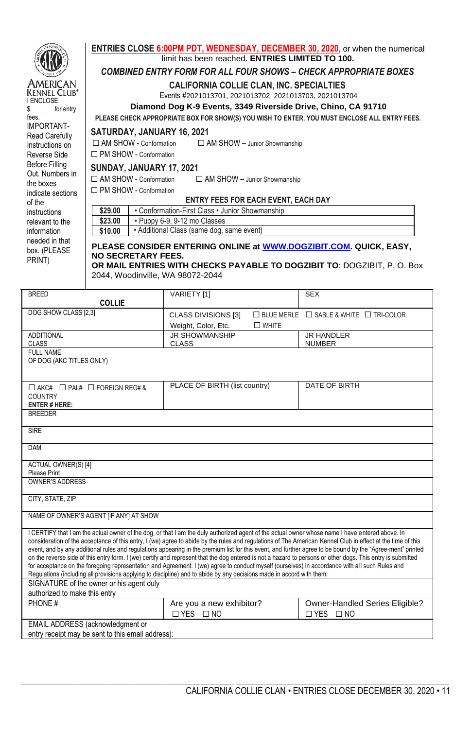**ENTRIES CLOSE 6:00PM PDT, WEDNESDAY, DECEMBER 30, 2020**, or when the numerical limit has been reached. **ENTRIES LIMITED TO 100.**

***COMBINED ENTRY FORM FOR ALL FOUR SHOWS – CHECK APPROPRIATE BOXES***

**CALIFORNIA COLLIE CLAN, INC. SPECIALTIES**

Events #2021013701, 2021013702, 2021013703, 2021013704

**Diamond Dog K-9 Events, 3349 Riverside Drive, Chino, CA 91710**

**PLEASE CHECK APPROPRIATE BOX FOR SHOW(S) YOU WISH TO ENTER. YOU MUST ENCLOSE ALL ENTRY FEES.**

AMERICAN KENNEL CLUB

I ENCLOSE $_______ for entry fees.

IMPORTANT- Read Carefully Instructions on Reverse Side Before Filling Out. Numbers in the boxes indicate sections of the instructions relevant to the information needed in that box. (PLEASE PRINT)

**SATURDAY, JANUARY 16, 2021**

☐ AM SHOW - Conformation ☐ AM SHOW – Junior Showmanship
☐ PM SHOW - Conformation

**SUNDAY, JANUARY 17, 2021**

☐ AM SHOW - Conformation ☐ AM SHOW – Junior Showmanship
☐ PM SHOW - Conformation

**ENTRY FEES FOR EACH EVENT, EACH DAY**

| | |
|---|---|
| **$29.00** | • Conformation-First Class • Junior Showmanship |
| **$23.00** | • Puppy 6-9, 9-12 mo Classes |
| **$10.00** | • Additional Class (same dog, same event) |

**PLEASE CONSIDER ENTERING ONLINE at WWW.DOGZIBIT.COM. QUICK, EASY, NO SECRETARY FEES.**
**OR MAIL ENTRIES WITH CHECKS PAYABLE TO DOGZIBIT TO**: DOGZIBIT, P. O. Box 2044, Woodinville, WA 98072-2044

| | | |
|---|---|---|
| BREED **COLLIE** | VARIETY [1] | SEX |
| DOG SHOW CLASS [2,3] | CLASS DIVISIONS [3] Weight, Color, Etc. ☐ BLUE MERLE ☐ WHITE | ☐ SABLE & WHITE ☐ TRI-COLOR |
| ADDITIONAL CLASS | JR SHOWMANSHIP CLASS | JR HANDLER NUMBER |
| FULL NAME OF DOG (AKC TITLES ONLY) | | |
| ☐ AKC# ☐ PAL# ☐ FOREIGN REG# & COUNTRY **ENTER # HERE:** | PLACE OF BIRTH (list country) | DATE OF BIRTH |
| BREEDER | | |
| SIRE | | |
| DAM | | |
| ACTUAL OWNER(S) [4] Please Print | | |
| OWNER'S ADDRESS | | |
| CITY, STATE, ZIP | | |
| NAME OF OWNER'S AGENT [IF ANY] AT SHOW | | |

I CERTIFY that I am the actual owner of the dog, or that I am the duly authorized agent of the actual owner whose name I have entered above. In consideration of the acceptance of this entry, I (we) agree to abide by the rules and regulations of The American Kennel Club in effect at the time of this event, and by any additional rules and regulations appearing in the premium list for this event, and further agree to be bound by the "Agree-ment" printed on the reverse side of this entry form. I (we) certify and represent that the dog entered is not a hazard to persons or other dogs. This entry is submitted for acceptance on the foregoing representation and Agreement. I (we) agree to conduct myself (ourselves) in accordance with all such Rules and Regulations (including all provisions applying to discipline) and to abide by any decisions made in accord with them.

| | | |
|---|---|---|
| SIGNATURE of the owner or his agent duly authorized to make this entry | | |
| PHONE # | Are you a new exhibitor? ☐ YES ☐ NO | Owner-Handled Series Eligible? ☐ YES ☐ NO |
| EMAIL ADDRESS (acknowledgment or entry receipt may be sent to this email address): | | |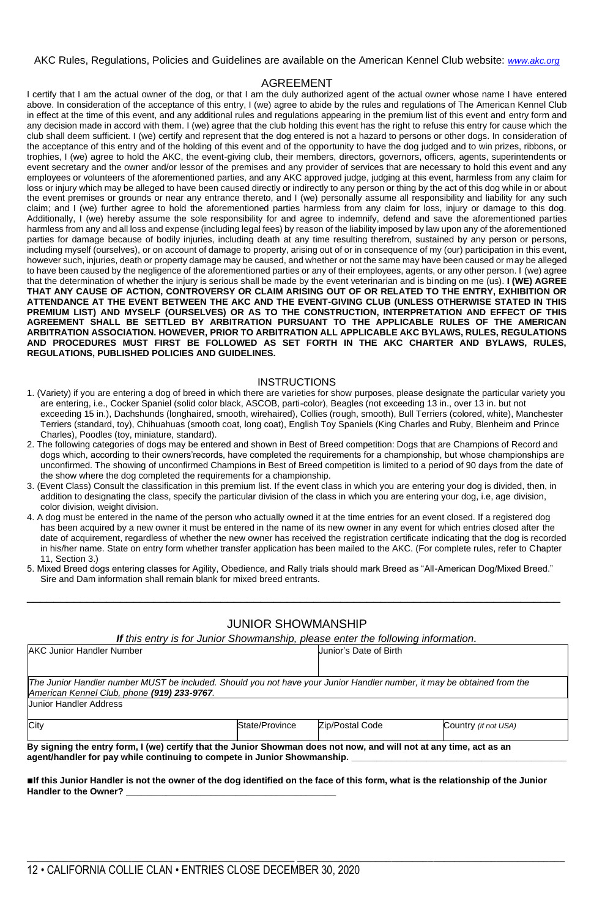AKC Rules, Regulations, Policies and Guidelines are available on the American Kennel Club website: www.akc.org

## AGREEMENT

I certify that I am the actual owner of the dog, or that I am the duly authorized agent of the actual owner whose name I have entered above. In consideration of the acceptance of this entry, I (we) agree to abide by the rules and regulations of The American Kennel Club in effect at the time of this event, and any additional rules and regulations appearing in the premium list of this event and entry form and any decision made in accord with them. I (we) agree that the club holding this event has the right to refuse this entry for cause which the club shall deem sufficient. I (we) certify and represent that the dog entered is not a hazard to persons or other dogs. In consideration of the acceptance of this entry and of the holding of this event and of the opportunity to have the dog judged and to win prizes, ribbons, or trophies, I (we) agree to hold the AKC, the event-giving club, their members, directors, governors, officers, agents, superintendents or event secretary and the owner and/or lessor of the premises and any provider of services that are necessary to hold this event and any employees or volunteers of the aforementioned parties, and any AKC approved judge, judging at this event, harmless from any claim for loss or injury which may be alleged to have been caused directly or indirectly to any person or thing by the act of this dog while in or about the event premises or grounds or near any entrance thereto, and I (we) personally assume all responsibility and liability for any such claim; and I (we) further agree to hold the aforementioned parties harmless from any claim for loss, injury or damage to this dog. Additionally, I (we) hereby assume the sole responsibility for and agree to indemnify, defend and save the aforementioned parties harmless from any and all loss and expense (including legal fees) by reason of the liability imposed by law upon any of the aforementioned parties for damage because of bodily injuries, including death at any time resulting therefrom, sustained by any person or persons, including myself (ourselves), or on account of damage to property, arising out of or in consequence of my (our) participation in this event, however such, injuries, death or property damage may be caused, and whether or not the same may have been caused or may be alleged to have been caused by the negligence of the aforementioned parties or any of their employees, agents, or any other person. I (we) agree that the determination of whether the injury is serious shall be made by the event veterinarian and is binding on me (us). **I (WE) AGREE THAT ANY CAUSE OF ACTION, CONTROVERSY OR CLAIM ARISING OUT OF OR RELATED TO THE ENTRY, EXHIBITION OR ATTENDANCE AT THE EVENT BETWEEN THE AKC AND THE EVENT-GIVING CLUB (UNLESS OTHERWISE STATED IN THIS PREMIUM LIST) AND MYSELF (OURSELVES) OR AS TO THE CONSTRUCTION, INTERPRETATION AND EFFECT OF THIS AGREEMENT SHALL BE SETTLED BY ARBITRATION PURSUANT TO THE APPLICABLE RULES OF THE AMERICAN ARBITRATION ASSOCIATION. HOWEVER, PRIOR TO ARBITRATION ALL APPLICABLE AKC BYLAWS, RULES, REGULATIONS AND PROCEDURES MUST FIRST BE FOLLOWED AS SET FORTH IN THE AKC CHARTER AND BYLAWS, RULES, REGULATIONS, PUBLISHED POLICIES AND GUIDELINES.**

## INSTRUCTIONS

1. (Variety) if you are entering a dog of breed in which there are varieties for show purposes, please designate the particular variety you are entering, i.e., Cocker Spaniel (solid color black, ASCOB, parti-color), Beagles (not exceeding 13 in., over 13 in. but not exceeding 15 in.), Dachshunds (longhaired, smooth, wirehaired), Collies (rough, smooth), Bull Terriers (colored, white), Manchester Terriers (standard, toy), Chihuahuas (smooth coat, long coat), English Toy Spaniels (King Charles and Ruby, Blenheim and Prince Charles), Poodles (toy, miniature, standard).
2. The following categories of dogs may be entered and shown in Best of Breed competition: Dogs that are Champions of Record and dogs which, according to their owners'records, have completed the requirements for a championship, but whose championships are unconfirmed. The showing of unconfirmed Champions in Best of Breed competition is limited to a period of 90 days from the date of the show where the dog completed the requirements for a championship.
3. (Event Class) Consult the classification in this premium list. If the event class in which you are entering your dog is divided, then, in addition to designating the class, specify the particular division of the class in which you are entering your dog, i.e, age division, color division, weight division.
4. A dog must be entered in the name of the person who actually owned it at the time entries for an event closed. If a registered dog has been acquired by a new owner it must be entered in the name of its new owner in any event for which entries closed after the date of acquirement, regardless of whether the new owner has received the registration certificate indicating that the dog is recorded in his/her name. State on entry form whether transfer application has been mailed to the AKC. (For complete rules, refer to Chapter 11, Section 3.)
5. Mixed Breed dogs entering classes for Agility, Obedience, and Rally trials should mark Breed as "All-American Dog/Mixed Breed." Sire and Dam information shall remain blank for mixed breed entrants.

---

## JUNIOR SHOWMANSHIP

***If** this entry is for Junior Showmanship, please enter the following information.*

| | | | |
|---|---|---|---|
| AKC Junior Handler Number | | Junior's Date of Birth | |
| *The Junior Handler number MUST be included. Should you not have your Junior Handler number, it may be obtained from the American Kennel Club, phone **(919) 233-9767**.* | | | |
| Junior Handler Address | | | |
| City | State/Province | Zip/Postal Code | Country *(if not USA)* |

**By signing the entry form, I (we) certify that the Junior Showman does not now, and will not at any time, act as an agent/handler for pay while continuing to compete in Junior Showmanship.** \_\_\_\_\_\_\_\_\_\_\_\_\_\_\_\_\_\_\_\_\_\_\_\_\_\_\_\_\_\_

**■If this Junior Handler is not the owner of the dog identified on the face of this form, what is the relationship of the Junior Handler to the Owner?** \_\_\_\_\_\_\_\_\_\_\_\_\_\_\_\_\_\_\_\_\_\_\_\_\_\_\_\_\_\_